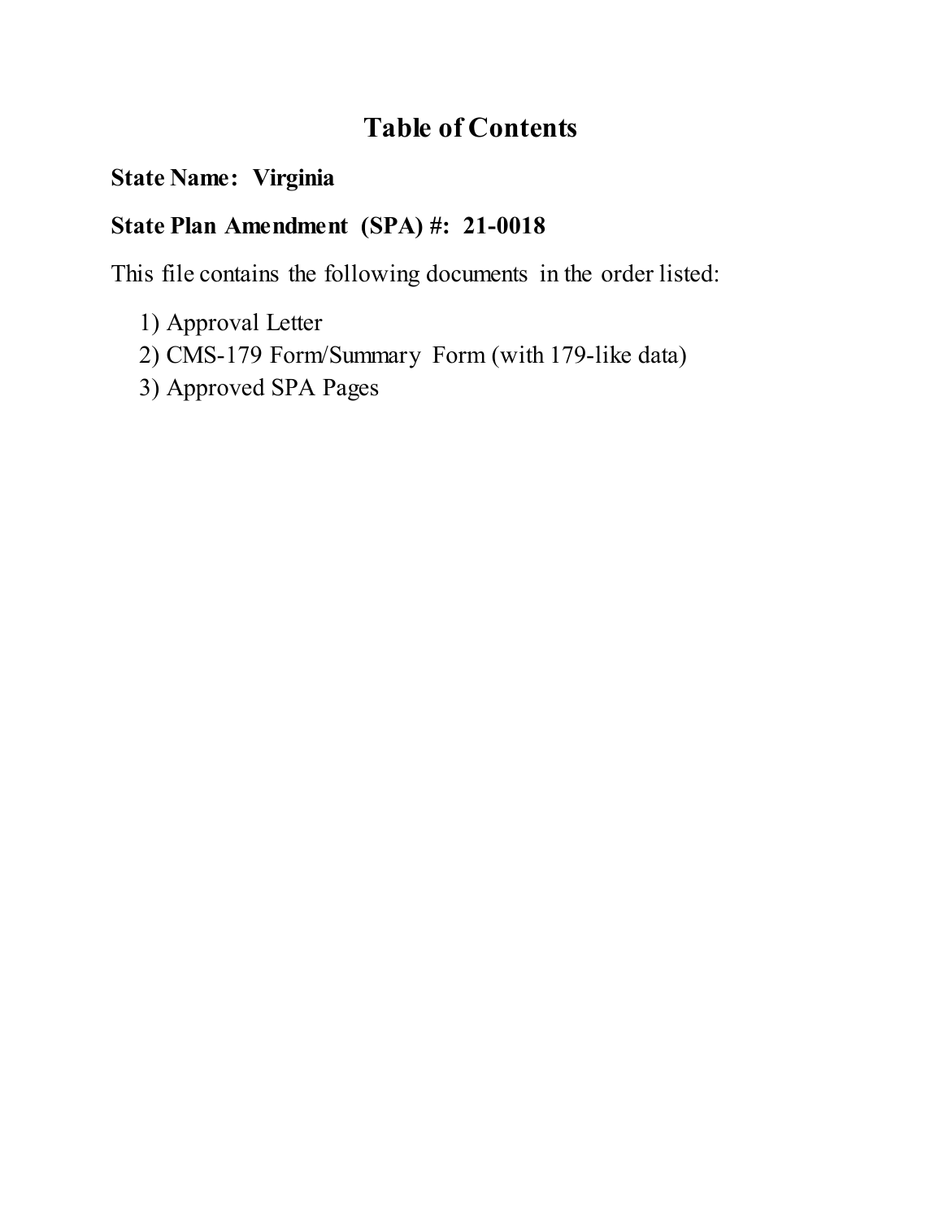# Table of Contents

**State Name: Virginia**

**State Plan Amendment (SPA) #: 21-0018**

This file contains the following documents in the order listed:

1) Approval Letter
2) CMS-179 Form/Summary Form (with 179-like data)
3) Approved SPA Pages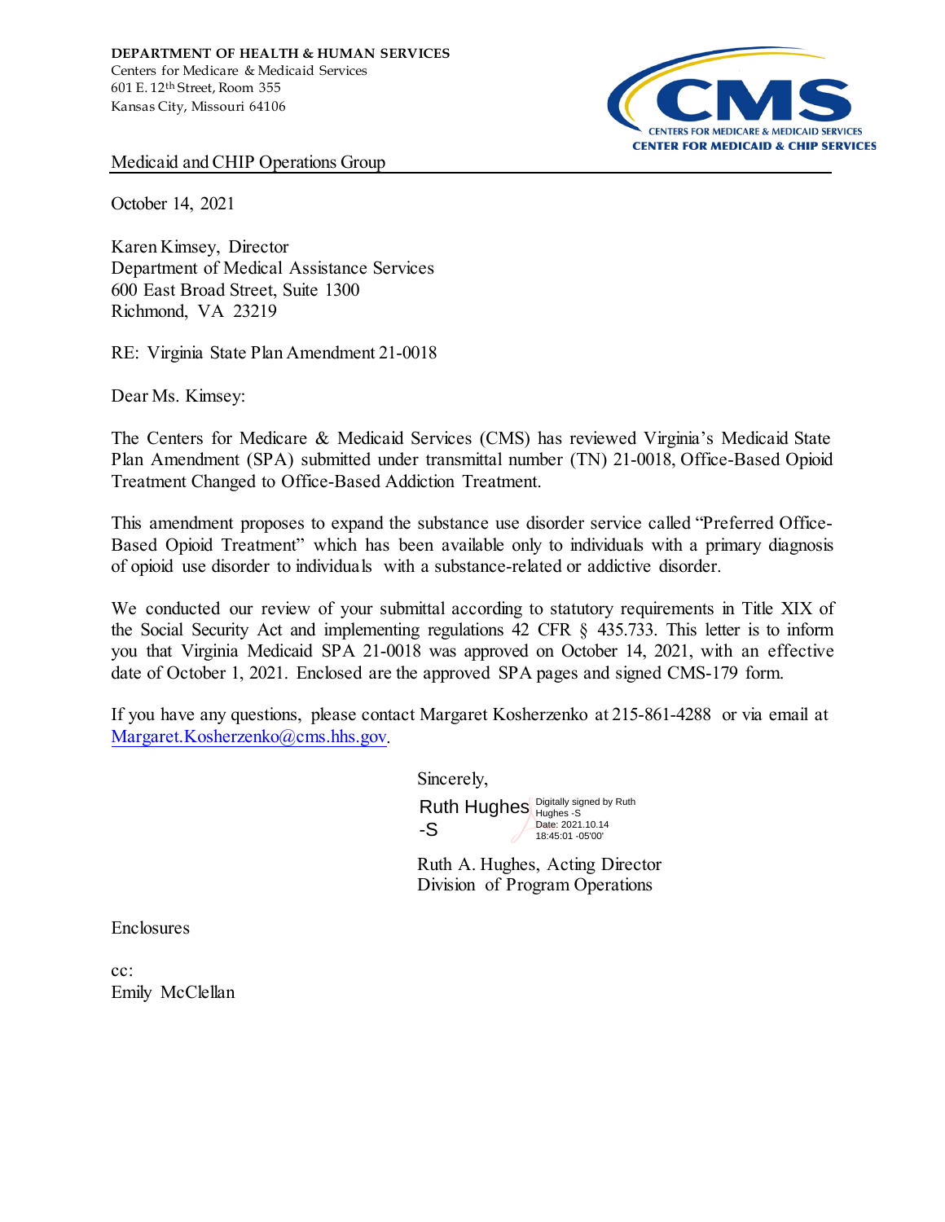**DEPARTMENT OF HEALTH & HUMAN SERVICES**
Centers for Medicare & Medicaid Services
601 E. 12th Street, Room 355
Kansas City, Missouri 64106

CMS
CENTERS FOR MEDICARE & MEDICAID SERVICES
CENTER FOR MEDICAID & CHIP SERVICES

Medicaid and CHIP Operations Group

October 14, 2021

Karen Kimsey, Director
Department of Medical Assistance Services
600 East Broad Street, Suite 1300
Richmond, VA 23219

RE: Virginia State Plan Amendment 21-0018

Dear Ms. Kimsey:

The Centers for Medicare & Medicaid Services (CMS) has reviewed Virginia's Medicaid State Plan Amendment (SPA) submitted under transmittal number (TN) 21-0018, Office-Based Opioid Treatment Changed to Office-Based Addiction Treatment.

This amendment proposes to expand the substance use disorder service called "Preferred Office-Based Opioid Treatment" which has been available only to individuals with a primary diagnosis of opioid use disorder to individuals with a substance-related or addictive disorder.

We conducted our review of your submittal according to statutory requirements in Title XIX of the Social Security Act and implementing regulations 42 CFR § 435.733. This letter is to inform you that Virginia Medicaid SPA 21-0018 was approved on October 14, 2021, with an effective date of October 1, 2021. Enclosed are the approved SPA pages and signed CMS-179 form.

If you have any questions, please contact Margaret Kosherzenko at 215-861-4288 or via email at Margaret.Kosherzenko@cms.hhs.gov.

Sincerely,

Ruth Hughes -S
Digitally signed by Ruth Hughes -S
Date: 2021.10.14 18:45:01 -05'00'

Ruth A. Hughes, Acting Director
Division of Program Operations

Enclosures

cc:
Emily McClellan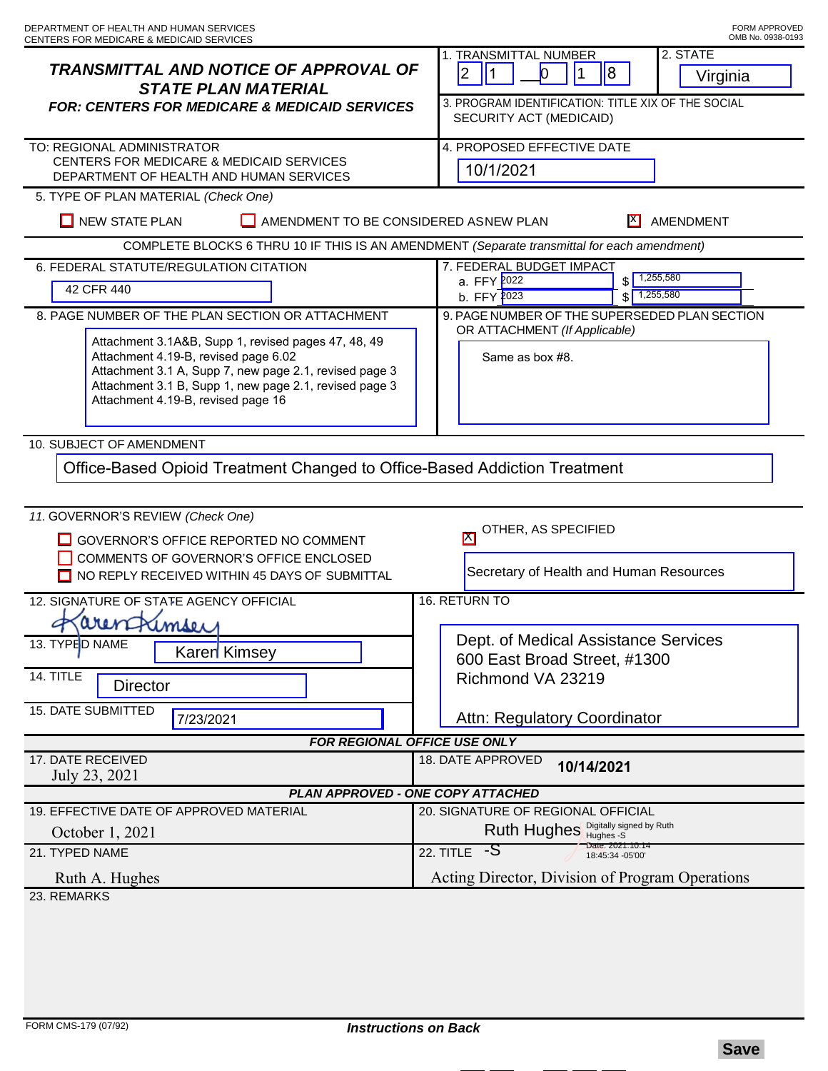DEPARTMENT OF HEALTH AND HUMAN SERVICES
CENTERS FOR MEDICARE & MEDICAID SERVICES

FORM APPROVED
OMB No. 0938-0193

## *TRANSMITTAL AND NOTICE OF APPROVAL OF STATE PLAN MATERIAL*

***FOR: CENTERS FOR MEDICARE & MEDICAID SERVICES***

1. TRANSMITTAL NUMBER: 2 1 — 0 1 8

2. STATE: Virginia

3. PROGRAM IDENTIFICATION: TITLE XIX OF THE SOCIAL SECURITY ACT (MEDICAID)

TO: REGIONAL ADMINISTRATOR
CENTERS FOR MEDICARE & MEDICAID SERVICES
DEPARTMENT OF HEALTH AND HUMAN SERVICES

4. PROPOSED EFFECTIVE DATE: 10/1/2021

5. TYPE OF PLAN MATERIAL *(Check One)*

- [ ] NEW STATE PLAN
- [ ] AMENDMENT TO BE CONSIDERED AS NEW PLAN
- [x] AMENDMENT

COMPLETE BLOCKS 6 THRU 10 IF THIS IS AN AMENDMENT *(Separate transmittal for each amendment)*

6. FEDERAL STATUTE/REGULATION CITATION: 42 CFR 440

7. FEDERAL BUDGET IMPACT
   a. FFY 2022 $ 1,255,580
   b. FFY 2023 $ 1,255,580

8. PAGE NUMBER OF THE PLAN SECTION OR ATTACHMENT:
Attachment 3.1A&B, Supp 1, revised pages 47, 48, 49
Attachment 4.19-B, revised page 6.02
Attachment 3.1 A, Supp 7, new page 2.1, revised page 3
Attachment 3.1 B, Supp 1, new page 2.1, revised page 3
Attachment 4.19-B, revised page 16

9. PAGE NUMBER OF THE SUPERSEDED PLAN SECTION OR ATTACHMENT *(If Applicable)*: Same as box #8.

10. SUBJECT OF AMENDMENT: Office-Based Opioid Treatment Changed to Office-Based Addiction Treatment

11. GOVERNOR'S REVIEW *(Check One)*

- [ ] GOVERNOR'S OFFICE REPORTED NO COMMENT
- [ ] COMMENTS OF GOVERNOR'S OFFICE ENCLOSED
- [ ] NO REPLY RECEIVED WITHIN 45 DAYS OF SUBMITTAL
- [x] OTHER, AS SPECIFIED: Secretary of Health and Human Resources

12. SIGNATURE OF STATE AGENCY OFFICIAL: Karen Kimsey

13. TYPED NAME: Karen Kimsey

14. TITLE: Director

15. DATE SUBMITTED: 7/23/2021

16. RETURN TO:
Dept. of Medical Assistance Services
600 East Broad Street, #1300
Richmond VA 23219

Attn: Regulatory Coordinator

***FOR REGIONAL OFFICE USE ONLY***

17. DATE RECEIVED: July 23, 2021

18. DATE APPROVED: **10/14/2021**

***PLAN APPROVED - ONE COPY ATTACHED***

19. EFFECTIVE DATE OF APPROVED MATERIAL: October 1, 2021

20. SIGNATURE OF REGIONAL OFFICIAL: Ruth Hughes -S (Digitally signed by Ruth Hughes -S, Date: 2021.10.14 18:45:34 -05'00')

21. TYPED NAME: Ruth A. Hughes

22. TITLE: Acting Director, Division of Program Operations

23. REMARKS

FORM CMS-179 (07/92)

***Instructions on Back***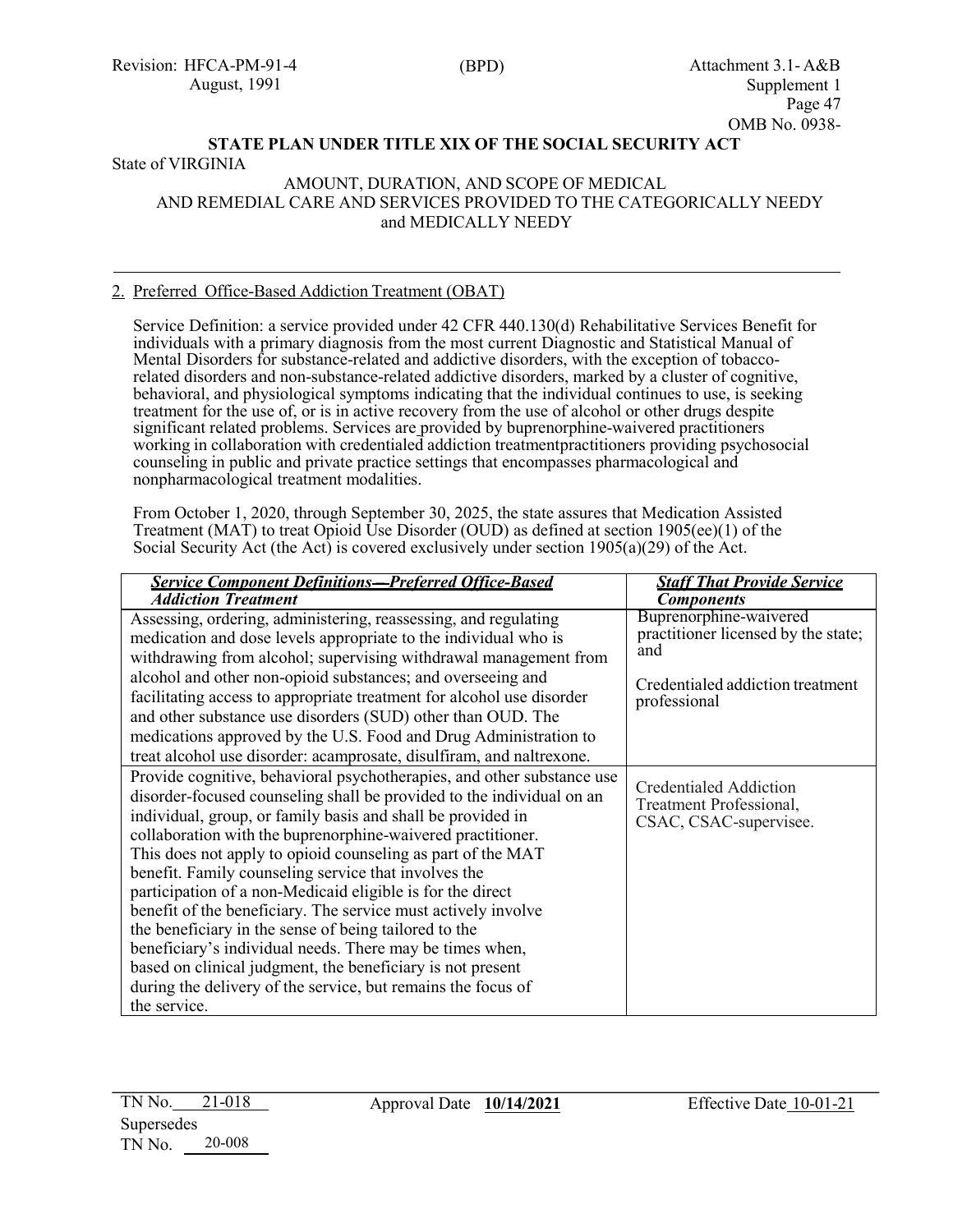**STATE PLAN UNDER TITLE XIX OF THE SOCIAL SECURITY ACT**

State of VIRGINIA

AMOUNT, DURATION, AND SCOPE OF MEDICAL AND REMEDIAL CARE AND SERVICES PROVIDED TO THE CATEGORICALLY NEEDY and MEDICALLY NEEDY

2. Preferred Office-Based Addiction Treatment (OBAT)

Service Definition: a service provided under 42 CFR 440.130(d) Rehabilitative Services Benefit for individuals with a primary diagnosis from the most current Diagnostic and Statistical Manual of Mental Disorders for substance-related and addictive disorders, with the exception of tobacco-related disorders and non-substance-related addictive disorders, marked by a cluster of cognitive, behavioral, and physiological symptoms indicating that the individual continues to use, is seeking treatment for the use of, or is in active recovery from the use of alcohol or other drugs despite significant related problems. Services are provided by buprenorphine-waivered practitioners working in collaboration with credentialed addiction treatmentpractitioners providing psychosocial counseling in public and private practice settings that encompasses pharmacological and nonpharmacological treatment modalities.

From October 1, 2020, through September 30, 2025, the state assures that Medication Assisted Treatment (MAT) to treat Opioid Use Disorder (OUD) as defined at section 1905(ee)(1) of the Social Security Act (the Act) is covered exclusively under section 1905(a)(29) of the Act.

| ***Service Component Definitions—Preferred Office-Based Addiction Treatment*** | ***Staff That Provide Service Components*** |
|---|---|
| Assessing, ordering, administering, reassessing, and regulating medication and dose levels appropriate to the individual who is withdrawing from alcohol; supervising withdrawal management from alcohol and other non-opioid substances; and overseeing and facilitating access to appropriate treatment for alcohol use disorder and other substance use disorders (SUD) other than OUD. The medications approved by the U.S. Food and Drug Administration to treat alcohol use disorder: acamprosate, disulfiram, and naltrexone. | Buprenorphine-waivered practitioner licensed by the state; and<br><br>Credentialed addiction treatment professional |
| Provide cognitive, behavioral psychotherapies, and other substance use disorder-focused counseling shall be provided to the individual on an individual, group, or family basis and shall be provided in collaboration with the buprenorphine-waivered practitioner. This does not apply to opioid counseling as part of the MAT benefit. Family counseling service that involves the participation of a non-Medicaid eligible is for the direct benefit of the beneficiary. The service must actively involve the beneficiary in the sense of being tailored to the beneficiary's individual needs. There may be times when, based on clinical judgment, the beneficiary is not present during the delivery of the service, but remains the focus of the service. | Credentialed Addiction Treatment Professional, CSAC, CSAC-supervisee. |

TN No. 21-018 Approval Date **10/14/2021** Effective Date 10-01-21

Supersedes TN No. 20-008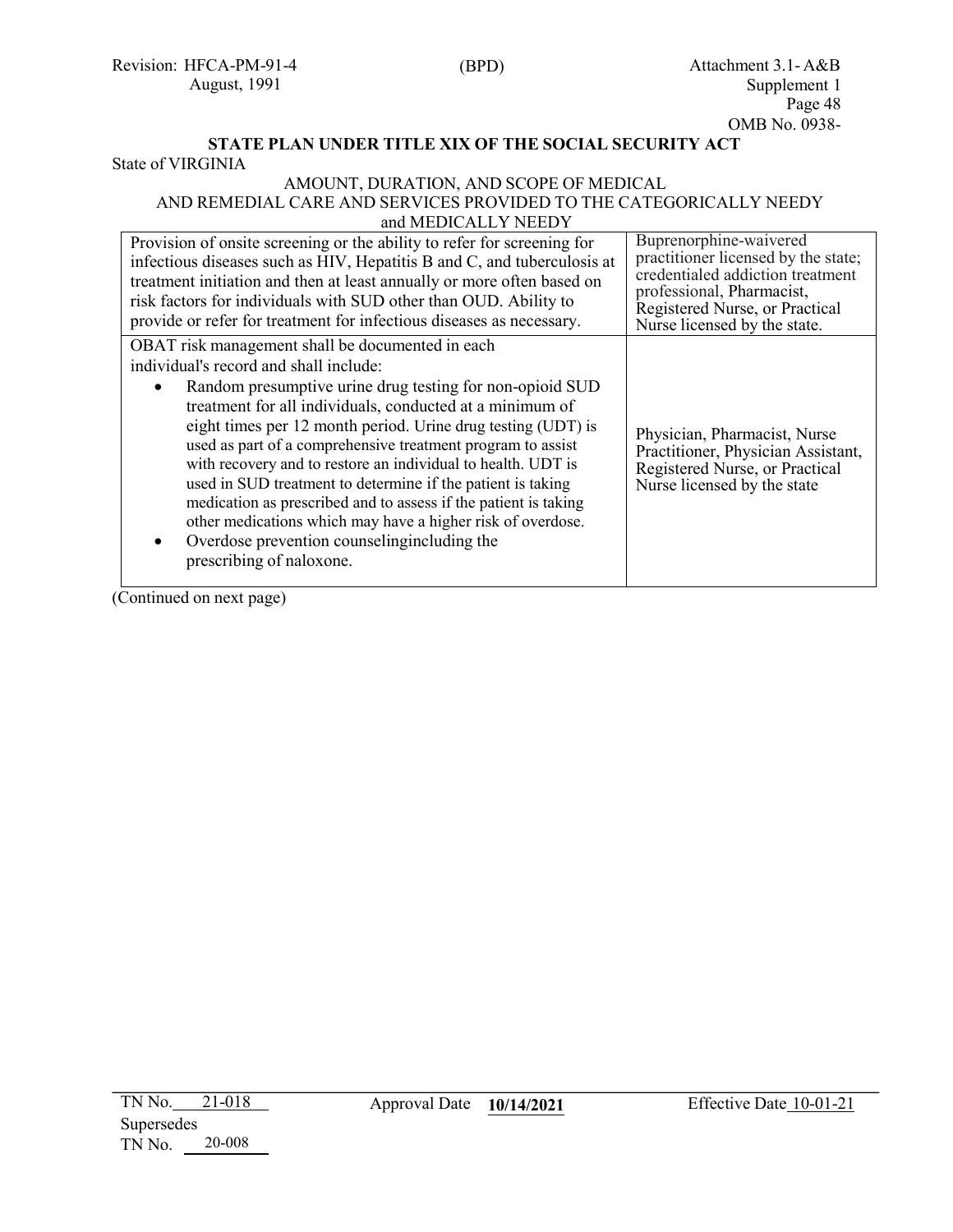**STATE PLAN UNDER TITLE XIX OF THE SOCIAL SECURITY ACT**

State of VIRGINIA

AMOUNT, DURATION, AND SCOPE OF MEDICAL
AND REMEDIAL CARE AND SERVICES PROVIDED TO THE CATEGORICALLY NEEDY
and MEDICALLY NEEDY

| | |
|---|---|
| Provision of onsite screening or the ability to refer for screening for infectious diseases such as HIV, Hepatitis B and C, and tuberculosis at treatment initiation and then at least annually or more often based on risk factors for individuals with SUD other than OUD. Ability to provide or refer for treatment for infectious diseases as necessary. | Buprenorphine-waivered practitioner licensed by the state; credentialed addiction treatment professional, Pharmacist, Registered Nurse, or Practical Nurse licensed by the state. |
| OBAT risk management shall be documented in each individual's record and shall include:<br>• Random presumptive urine drug testing for non-opioid SUD treatment for all individuals, conducted at a minimum of eight times per 12 month period. Urine drug testing (UDT) is used as part of a comprehensive treatment program to assist with recovery and to restore an individual to health. UDT is used in SUD treatment to determine if the patient is taking medication as prescribed and to assess if the patient is taking other medications which may have a higher risk of overdose.<br>• Overdose prevention counselingincluding the prescribing of naloxone. | Physician, Pharmacist, Nurse Practitioner, Physician Assistant, Registered Nurse, or Practical Nurse licensed by the state |

(Continued on next page)

TN No. 21-018 Approval Date **10/14/2021** Effective Date 10-01-21
Supersedes
TN No. 20-008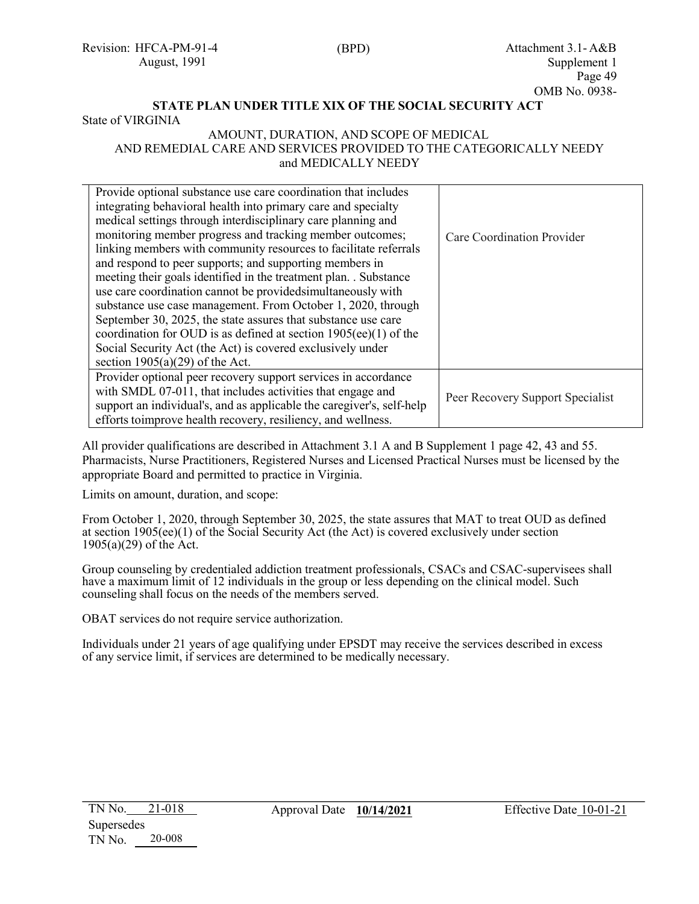**STATE PLAN UNDER TITLE XIX OF THE SOCIAL SECURITY ACT**

State of VIRGINIA

AMOUNT, DURATION, AND SCOPE OF MEDICAL AND REMEDIAL CARE AND SERVICES PROVIDED TO THE CATEGORICALLY NEEDY and MEDICALLY NEEDY

| | |
|---|---|
| Provide optional substance use care coordination that includes integrating behavioral health into primary care and specialty medical settings through interdisciplinary care planning and monitoring member progress and tracking member outcomes; linking members with community resources to facilitate referrals and respond to peer supports; and supporting members in meeting their goals identified in the treatment plan. . Substance use care coordination cannot be providedsimultaneously with substance use case management. From October 1, 2020, through September 30, 2025, the state assures that substance use care coordination for OUD is as defined at section 1905(ee)(1) of the Social Security Act (the Act) is covered exclusively under section 1905(a)(29) of the Act. | Care Coordination Provider |
| Provider optional peer recovery support services in accordance with SMDL 07-011, that includes activities that engage and support an individual's, and as applicable the caregiver's, self-help efforts toimprove health recovery, resiliency, and wellness. | Peer Recovery Support Specialist |

All provider qualifications are described in Attachment 3.1 A and B Supplement 1 page 42, 43 and 55. Pharmacists, Nurse Practitioners, Registered Nurses and Licensed Practical Nurses must be licensed by the appropriate Board and permitted to practice in Virginia.

Limits on amount, duration, and scope:

From October 1, 2020, through September 30, 2025, the state assures that MAT to treat OUD as defined at section 1905(ee)(1) of the Social Security Act (the Act) is covered exclusively under section 1905(a)(29) of the Act.

Group counseling by credentialed addiction treatment professionals, CSACs and CSAC-supervisees shall have a maximum limit of 12 individuals in the group or less depending on the clinical model. Such counseling shall focus on the needs of the members served.

OBAT services do not require service authorization.

Individuals under 21 years of age qualifying under EPSDT may receive the services described in excess of any service limit, if services are determined to be medically necessary.

TN No. 21-018 Approval Date **10/14/2021** Effective Date 10-01-21

Supersedes TN No. 20-008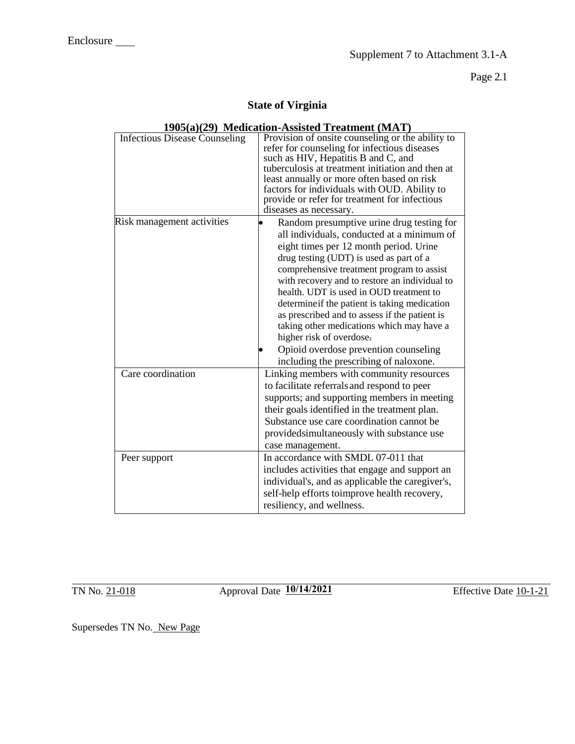Enclosure ___

Supplement 7 to Attachment 3.1-A

## State of Virginia

**1905(a)(29) Medication-Assisted Treatment (MAT)**

| | |
|---|---|
| Infectious Disease Counseling | Provision of onsite counseling or the ability to refer for counseling for infectious diseases such as HIV, Hepatitis B and C, and tuberculosis at treatment initiation and then at least annually or more often based on risk factors for individuals with OUD. Ability to provide or refer for treatment for infectious diseases as necessary. |
| Risk management activities | • Random presumptive urine drug testing for all individuals, conducted at a minimum of eight times per 12 month period. Urine drug testing (UDT) is used as part of a comprehensive treatment program to assist with recovery and to restore an individual to health. UDT is used in OUD treatment to determineif the patient is taking medication as prescribed and to assess if the patient is taking other medications which may have a higher risk of overdose.<br>• Opioid overdose prevention counseling including the prescribing of naloxone. |
| Care coordination | Linking members with community resources to facilitate referralsand respond to peer supports; and supporting members in meeting their goals identified in the treatment plan. Substance use care coordination cannot be providedsimultaneously with substance use case management. |
| Peer support | In accordance with SMDL 07-011 that includes activities that engage and support an individual's, and as applicable the caregiver's, self-help efforts toimprove health recovery, resiliency, and wellness. |

TN No. 21-018 Approval Date **10/14/2021** Effective Date 10-1-21

Supersedes TN No. New Page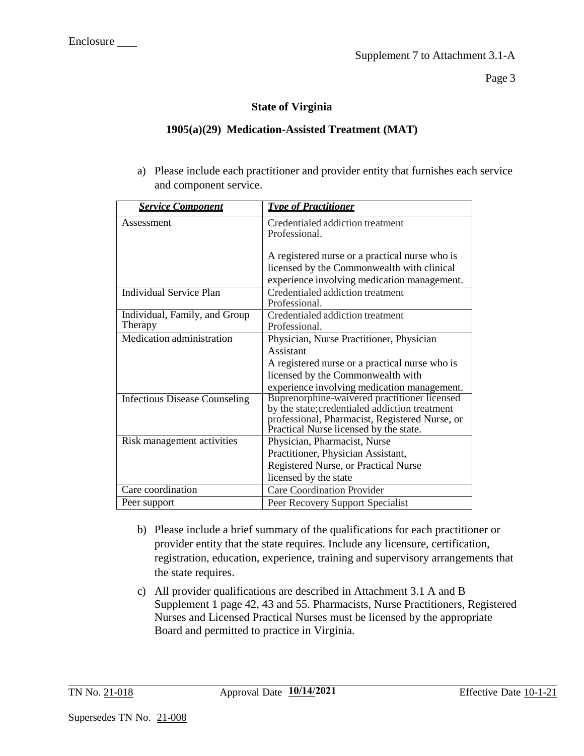Enclosure ___

Supplement 7 to Attachment 3.1-A

**State of Virginia**

**1905(a)(29) Medication-Assisted Treatment (MAT)**

a) Please include each practitioner and provider entity that furnishes each service and component service.

| ***Service Component*** | ***Type of Practitioner*** |
|---|---|
| Assessment | Credentialed addiction treatment Professional.<br><br>A registered nurse or a practical nurse who is licensed by the Commonwealth with clinical experience involving medication management. |
| Individual Service Plan | Credentialed addiction treatment Professional. |
| Individual, Family, and Group Therapy | Credentialed addiction treatment Professional. |
| Medication administration | Physician, Nurse Practitioner, Physician Assistant<br>A registered nurse or a practical nurse who is licensed by the Commonwealth with experience involving medication management. |
| Infectious Disease Counseling | Buprenorphine-waivered practitioner licensed by the state;credentialed addiction treatment professional, Pharmacist, Registered Nurse, or Practical Nurse licensed by the state. |
| Risk management activities | Physician, Pharmacist, Nurse Practitioner, Physician Assistant, Registered Nurse, or Practical Nurse licensed by the state |
| Care coordination | Care Coordination Provider |
| Peer support | Peer Recovery Support Specialist |

b) Please include a brief summary of the qualifications for each practitioner or provider entity that the state requires. Include any licensure, certification, registration, education, experience, training and supervisory arrangements that the state requires.

c) All provider qualifications are described in Attachment 3.1 A and B Supplement 1 page 42, 43 and 55. Pharmacists, Nurse Practitioners, Registered Nurses and Licensed Practical Nurses must be licensed by the appropriate Board and permitted to practice in Virginia.

TN No. 21-018 Approval Date **10/14/2021** Effective Date 10-1-21

Supersedes TN No. 21-008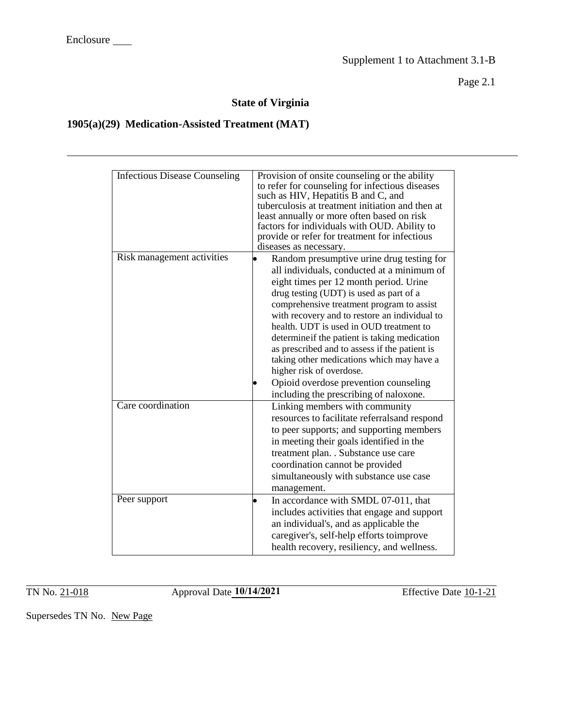Enclosure ___

Supplement 1 to Attachment 3.1-B

Page 2.1

**State of Virginia**

**1905(a)(29) Medication-Assisted Treatment (MAT)**

---

| | |
|---|---|
| Infectious Disease Counseling | Provision of onsite counseling or the ability to refer for counseling for infectious diseases such as HIV, Hepatitis B and C, and tuberculosis at treatment initiation and then at least annually or more often based on risk factors for individuals with OUD. Ability to provide or refer for treatment for infectious diseases as necessary. |
| Risk management activities | • Random presumptive urine drug testing for all individuals, conducted at a minimum of eight times per 12 month period. Urine drug testing (UDT) is used as part of a comprehensive treatment program to assist with recovery and to restore an individual to health. UDT is used in OUD treatment to determineif the patient is taking medication as prescribed and to assess if the patient is taking other medications which may have a higher risk of overdose. <br>• Opioid overdose prevention counseling including the prescribing of naloxone. |
| Care coordination | Linking members with community resources to facilitate referralsand respond to peer supports; and supporting members in meeting their goals identified in the treatment plan. . Substance use care coordination cannot be provided simultaneously with substance use case management. |
| Peer support | • In accordance with SMDL 07-011, that includes activities that engage and support an individual's, and as applicable the caregiver's, self-help efforts toimprove health recovery, resiliency, and wellness. |

TN No. 21-018 Approval Date **10/14/2021** Effective Date 10-1-21

Supersedes TN No. New Page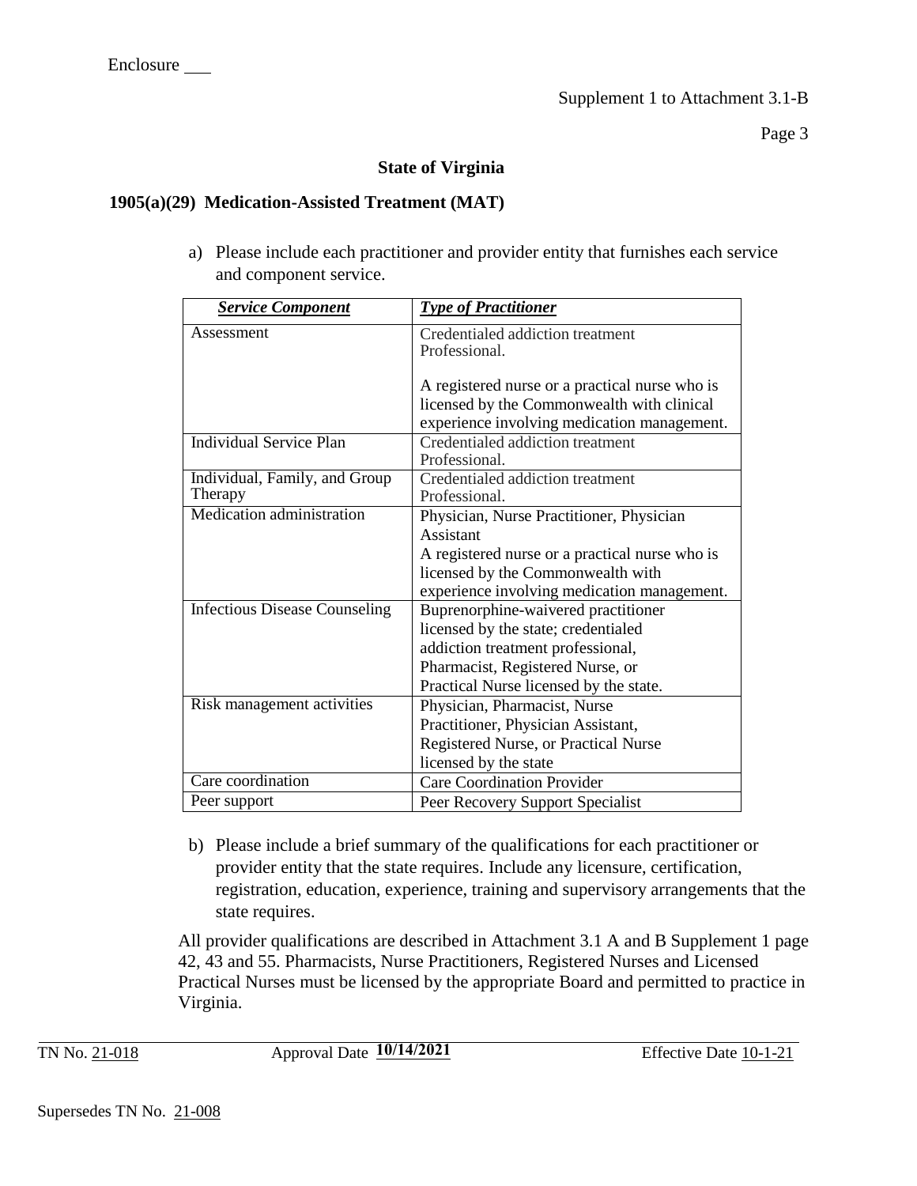Enclosure ___

Supplement 1 to Attachment 3.1-B

**State of Virginia**

**1905(a)(29) Medication-Assisted Treatment (MAT)**

a) Please include each practitioner and provider entity that furnishes each service and component service.

| ***Service Component*** | ***Type of Practitioner*** |
|---|---|
| Assessment | Credentialed addiction treatment Professional.<br><br>A registered nurse or a practical nurse who is licensed by the Commonwealth with clinical experience involving medication management. |
| Individual Service Plan | Credentialed addiction treatment Professional. |
| Individual, Family, and Group Therapy | Credentialed addiction treatment Professional. |
| Medication administration | Physician, Nurse Practitioner, Physician Assistant<br>A registered nurse or a practical nurse who is licensed by the Commonwealth with experience involving medication management. |
| Infectious Disease Counseling | Buprenorphine-waivered practitioner licensed by the state; credentialed addiction treatment professional, Pharmacist, Registered Nurse, or Practical Nurse licensed by the state. |
| Risk management activities | Physician, Pharmacist, Nurse Practitioner, Physician Assistant, Registered Nurse, or Practical Nurse licensed by the state |
| Care coordination | Care Coordination Provider |
| Peer support | Peer Recovery Support Specialist |

b) Please include a brief summary of the qualifications for each practitioner or provider entity that the state requires. Include any licensure, certification, registration, education, experience, training and supervisory arrangements that the state requires.

All provider qualifications are described in Attachment 3.1 A and B Supplement 1 page 42, 43 and 55. Pharmacists, Nurse Practitioners, Registered Nurses and Licensed Practical Nurses must be licensed by the appropriate Board and permitted to practice in Virginia.

TN No. 21-018 Approval Date **10/14/2021** Effective Date 10-1-21

Supersedes TN No. 21-008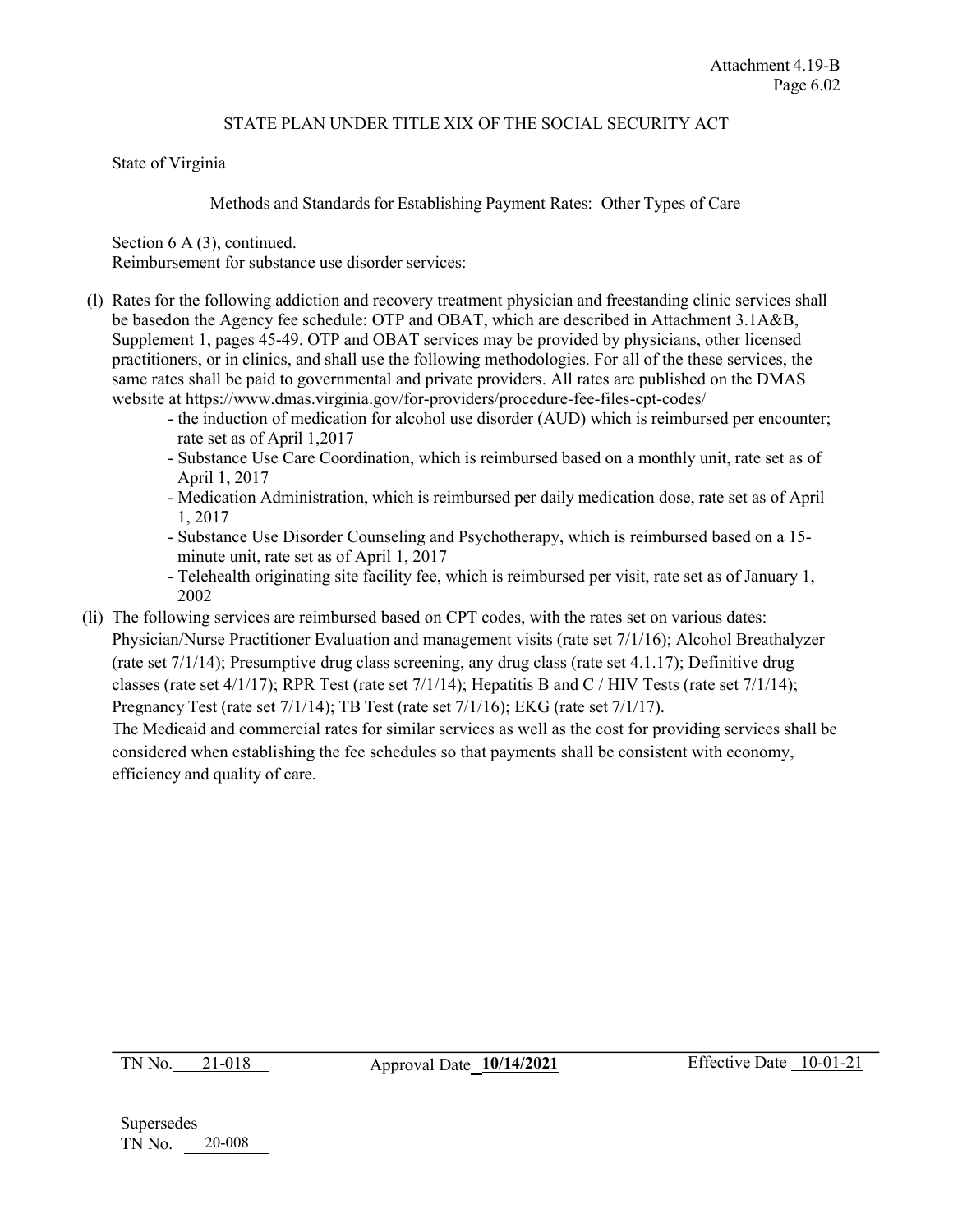STATE PLAN UNDER TITLE XIX OF THE SOCIAL SECURITY ACT

State of Virginia

Methods and Standards for Establishing Payment Rates: Other Types of Care

Section 6 A (3), continued.
Reimbursement for substance use disorder services:

(l) Rates for the following addiction and recovery treatment physician and freestanding clinic services shall be basedon the Agency fee schedule: OTP and OBAT, which are described in Attachment 3.1A&B, Supplement 1, pages 45-49. OTP and OBAT services may be provided by physicians, other licensed practitioners, or in clinics, and shall use the following methodologies. For all of the these services, the same rates shall be paid to governmental and private providers. All rates are published on the DMAS website at https://www.dmas.virginia.gov/for-providers/procedure-fee-files-cpt-codes/

- the induction of medication for alcohol use disorder (AUD) which is reimbursed per encounter; rate set as of April 1,2017
- Substance Use Care Coordination, which is reimbursed based on a monthly unit, rate set as of April 1, 2017
- Medication Administration, which is reimbursed per daily medication dose, rate set as of April 1, 2017
- Substance Use Disorder Counseling and Psychotherapy, which is reimbursed based on a 15-minute unit, rate set as of April 1, 2017
- Telehealth originating site facility fee, which is reimbursed per visit, rate set as of January 1, 2002

(li) The following services are reimbursed based on CPT codes, with the rates set on various dates: Physician/Nurse Practitioner Evaluation and management visits (rate set 7/1/16); Alcohol Breathalyzer (rate set 7/1/14); Presumptive drug class screening, any drug class (rate set 4.1.17); Definitive drug classes (rate set 4/1/17); RPR Test (rate set 7/1/14); Hepatitis B and C / HIV Tests (rate set 7/1/14); Pregnancy Test (rate set 7/1/14); TB Test (rate set 7/1/16); EKG (rate set 7/1/17).
The Medicaid and commercial rates for similar services as well as the cost for providing services shall be considered when establishing the fee schedules so that payments shall be consistent with economy, efficiency and quality of care.

TN No. 21-018 Approval Date **10/14/2021** Effective Date 10-01-21

Supersedes
TN No. 20-008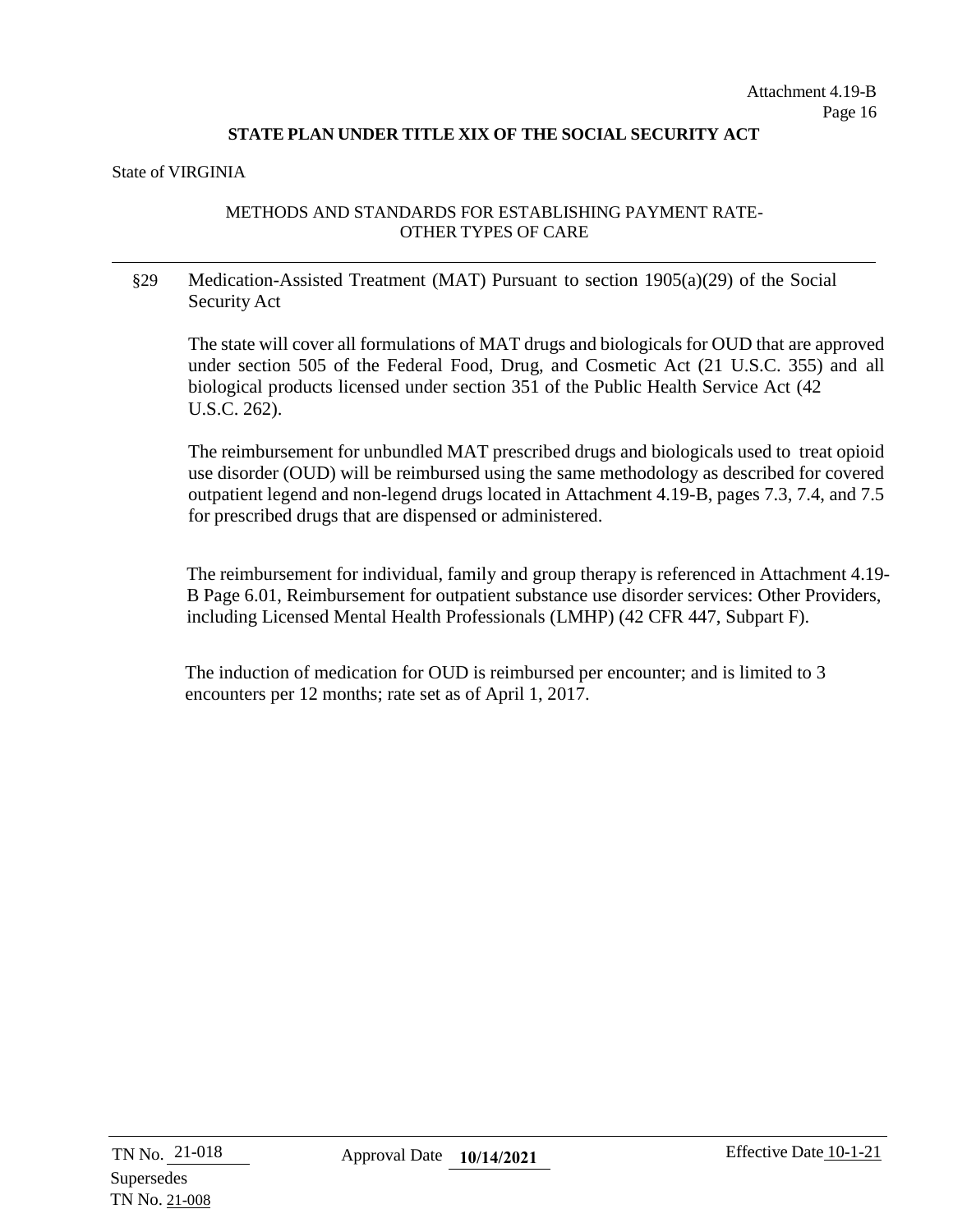Attachment 4.19-B

**STATE PLAN UNDER TITLE XIX OF THE SOCIAL SECURITY ACT**

State of VIRGINIA

METHODS AND STANDARDS FOR ESTABLISHING PAYMENT RATE-
OTHER TYPES OF CARE

§29 Medication-Assisted Treatment (MAT) Pursuant to section 1905(a)(29) of the Social Security Act

The state will cover all formulations of MAT drugs and biologicals for OUD that are approved under section 505 of the Federal Food, Drug, and Cosmetic Act (21 U.S.C. 355) and all biological products licensed under section 351 of the Public Health Service Act (42 U.S.C. 262).

The reimbursement for unbundled MAT prescribed drugs and biologicals used to treat opioid use disorder (OUD) will be reimbursed using the same methodology as described for covered outpatient legend and non-legend drugs located in Attachment 4.19-B, pages 7.3, 7.4, and 7.5 for prescribed drugs that are dispensed or administered.

The reimbursement for individual, family and group therapy is referenced in Attachment 4.19-B Page 6.01, Reimbursement for outpatient substance use disorder services: Other Providers, including Licensed Mental Health Professionals (LMHP) (42 CFR 447, Subpart F).

The induction of medication for OUD is reimbursed per encounter; and is limited to 3 encounters per 12 months; rate set as of April 1, 2017.

TN No. 21-018 Approval Date **10/14/2021** Effective Date 10-1-21
Supersedes
TN No. 21-008